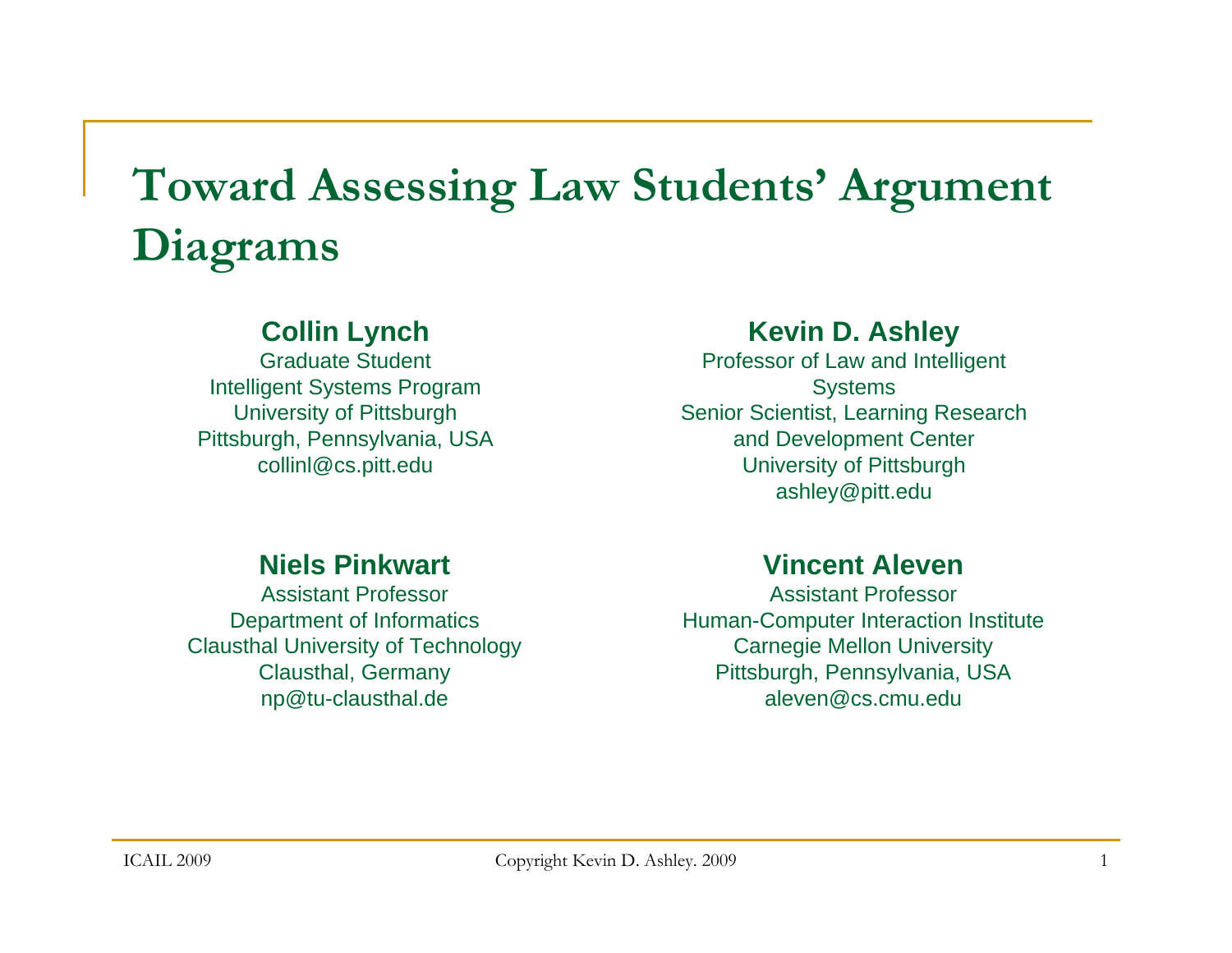# Toward Assessing Law Students' Argument Diagrams

**Collin Lynch**
Graduate Student
Intelligent Systems Program
University of Pittsburgh
Pittsburgh, Pennsylvania, USA
collinl@cs.pitt.edu

**Kevin D. Ashley**
Professor of Law and Intelligent Systems
Senior Scientist, Learning Research and Development Center
University of Pittsburgh
ashley@pitt.edu

**Niels Pinkwart**
Assistant Professor
Department of Informatics
Clausthal University of Technology
Clausthal, Germany
np@tu-clausthal.de

**Vincent Aleven**
Assistant Professor
Human-Computer Interaction Institute
Carnegie Mellon University
Pittsburgh, Pennsylvania, USA
aleven@cs.cmu.edu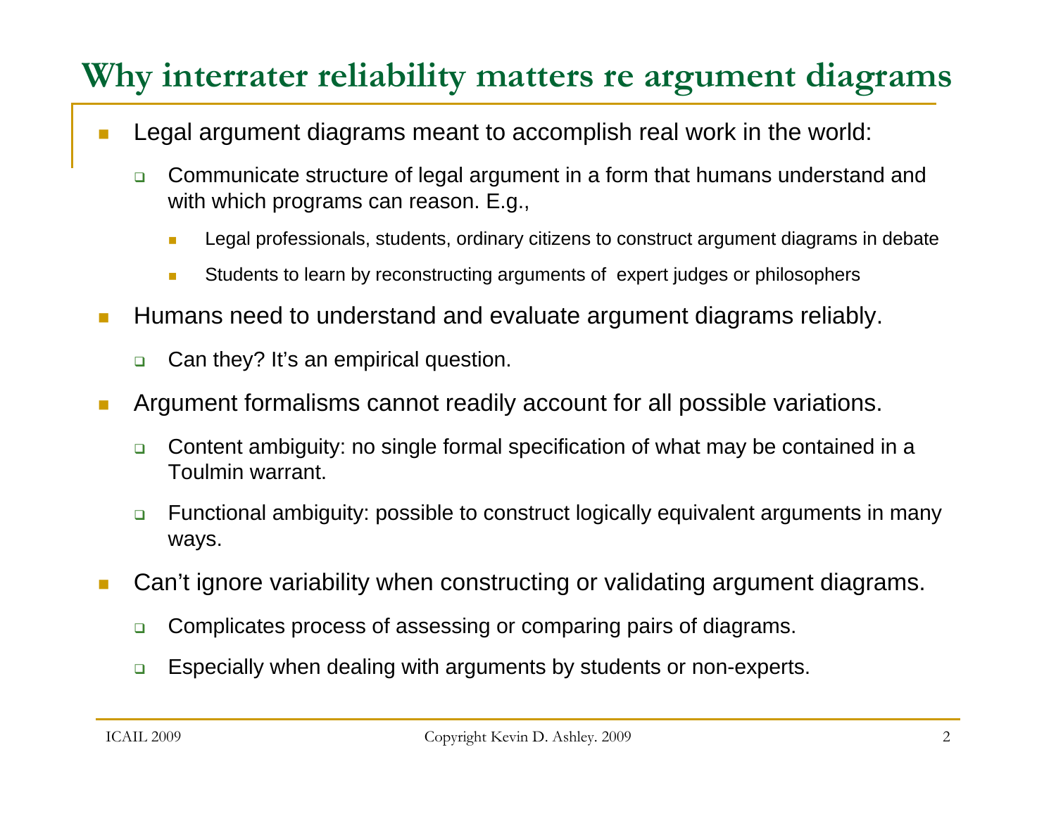# Why interrater reliability matters re argument diagrams

- Legal argument diagrams meant to accomplish real work in the world:
  - Communicate structure of legal argument in a form that humans understand and with which programs can reason. E.g.,
    - Legal professionals, students, ordinary citizens to construct argument diagrams in debate
    - Students to learn by reconstructing arguments of expert judges or philosophers
- Humans need to understand and evaluate argument diagrams reliably.
  - Can they? It's an empirical question.
- Argument formalisms cannot readily account for all possible variations.
  - Content ambiguity: no single formal specification of what may be contained in a Toulmin warrant.
  - Functional ambiguity: possible to construct logically equivalent arguments in many ways.
- Can't ignore variability when constructing or validating argument diagrams.
  - Complicates process of assessing or comparing pairs of diagrams.
  - Especially when dealing with arguments by students or non-experts.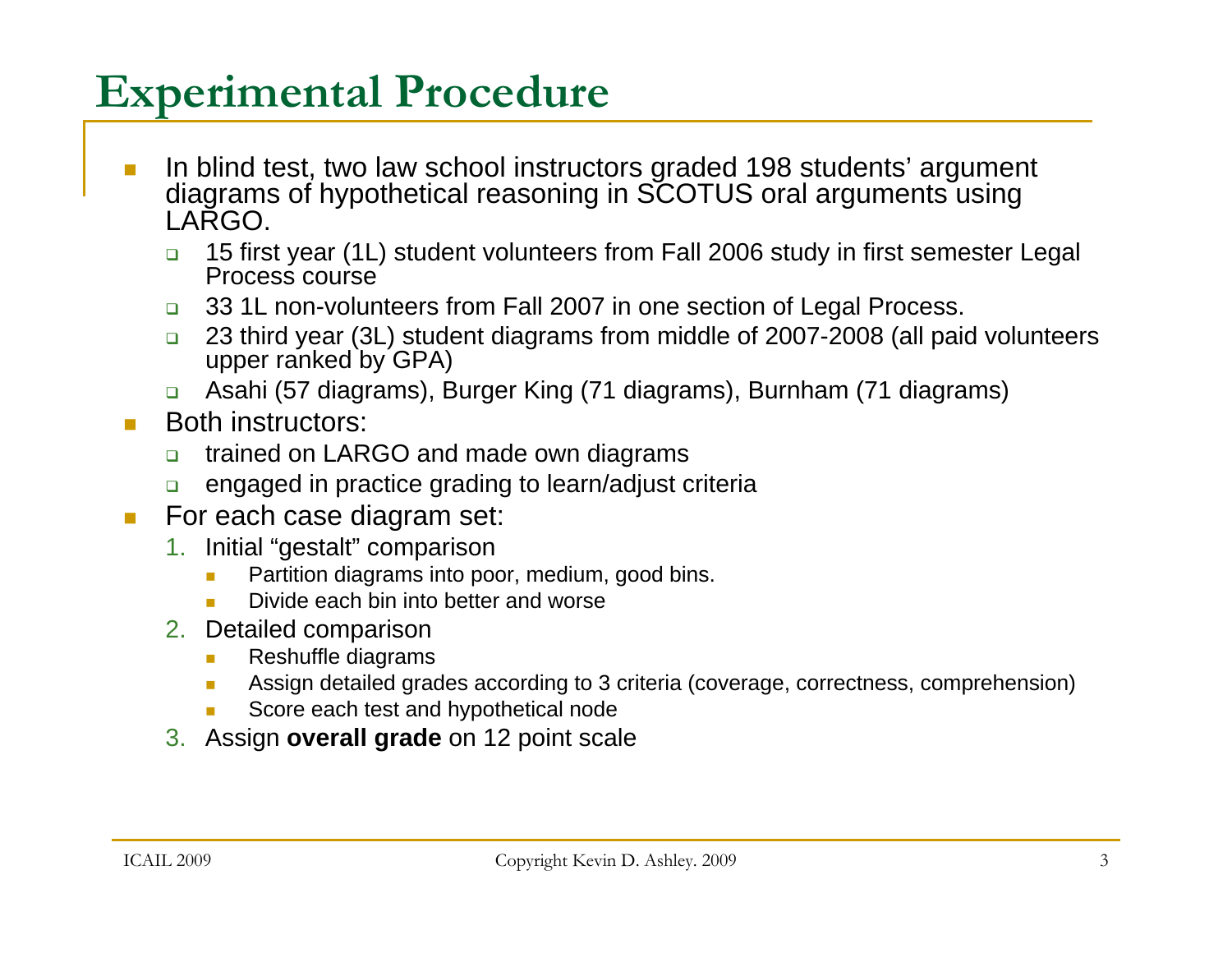# Experimental Procedure

- In blind test, two law school instructors graded 198 students' argument diagrams of hypothetical reasoning in SCOTUS oral arguments using LARGO.
  - 15 first year (1L) student volunteers from Fall 2006 study in first semester Legal Process course
  - 33 1L non-volunteers from Fall 2007 in one section of Legal Process.
  - 23 third year (3L) student diagrams from middle of 2007-2008 (all paid volunteers upper ranked by GPA)
  - Asahi (57 diagrams), Burger King (71 diagrams), Burnham (71 diagrams)
- Both instructors:
  - trained on LARGO and made own diagrams
  - engaged in practice grading to learn/adjust criteria
- For each case diagram set:
  1. Initial "gestalt" comparison
     - Partition diagrams into poor, medium, good bins.
     - Divide each bin into better and worse
  2. Detailed comparison
     - Reshuffle diagrams
     - Assign detailed grades according to 3 criteria (coverage, correctness, comprehension)
     - Score each test and hypothetical node
  3. Assign **overall grade** on 12 point scale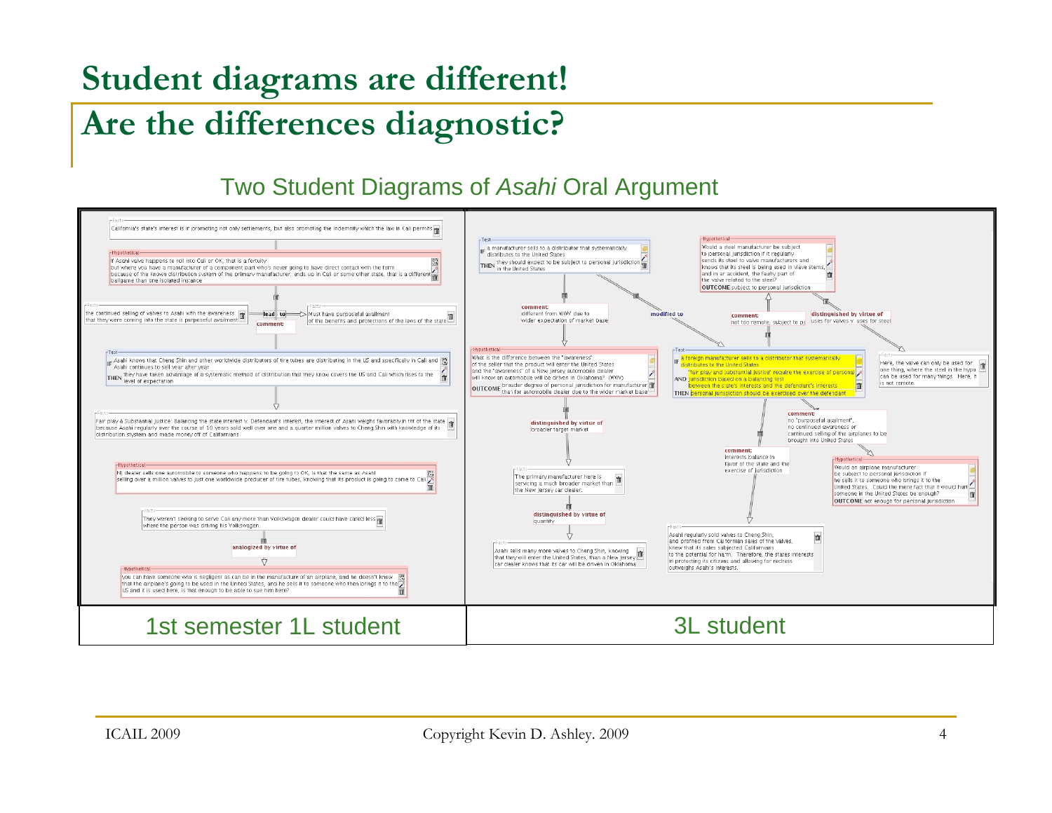# Student diagrams are different!

# Are the differences diagnostic?

## Two Student Diagrams of *Asahi* Oral Argument

**1st semester 1L student**

Facts: California's state's interest is in promoting not only settlements, but also promoting the indemnity which the law in Cali permits

Hypothetical: If Asahi valve happens to roll into Cali or OK, that is a fortuity but where you have a manufacturer of a component part who's never going to have direct contact with the form because of the known distribution system of the primary manufacturer, ends up in Cali or some other state, that is a different ballgame than one isolated instance

Facts: the continued selling of valves to Asahi with the awareness that they were coming into the state is purposeful availment — lead to — Facts: Must have purposeful availment of the benefits and protections of the laws of the state

comment

Test: IF Asahi knows that Cheng Shin and other worldwide distributors of tire tubes are distributing in the US and specifically in Cali and Asahi continues to sell year after year THEN They have taken advantage of a systematic method of distribution that they know covers the US and Cali which rises to the level of expectation

Facts: Fair play & Substantial Justice: Balancing the state interest v. Defendant's interest, the interest of Asahi weighs favorably in tilt of the state because Asahi regularly over the course of 10 years sold well over one and a quarter million valves to Cheng Shin with knowledge of its distribution system and made money off of Californians

Hypothetical: NJ dealer sells one automobile to someone who happens to be going to OK, is that the same as Asahi selling over a million valves to just one worldwide producer of tire tubes, knowing that its product is going to come to Cali

Facts: They weren't seeking to serve Cali any more than Volkswagen dealer could have cared less where the person was driving his Volkswagen

analogized by virtue of

Hypothetical: You can have someone who is negligent as can be in the manufacture of an airplane, and he doesn't know that the airplane's going to be used in the United States, and he sells it to someone who then brings it to the US and it is used here, is that enough to be able to sue him here?

**3L student**

Test: IF a manufacturer sells to a distributor that systematically distributes to the United States THEN they should expect to be subject to personal jurisdiction in the United States

comment: different from WWV due to wider expectation of market base

modified to

Hypothetical: What is the difference between the "awareness" of the seller that the product will enter the United States and the "awareness" of a New Jersey automobile dealer will know an automobile will be driven in Oklahoma? (WWV) OUTCOME broader degree of personal jurisdiction for manufacturer than for automobile dealer due to the wider market base

distinguished by virtue of broader target market

Facts: The primary manufacturer here is servicing a much broader market than the New Jersey car dealer.

distinguished by virtue of quantity

Facts: Asahi sells many more valves to Cheng Shin, knowing that they will enter the United States, than a New Jersey car dealer knows that its car will be driven in Oklahoma.

Hypothetical: Would a steel manufacturer be subject to personal jurisdiction if it regularly sends its steel to valve manufacturers and knows that its steel is being used in valve stems, and in an accident, the faulty part of the valve related to the steel? OUTCOME subject to personal jurisdiction

comment: not too remote, subject to pj

distinguished by virtue of uses for valves v. uses for steel

Facts: Here, the valve can only be used for one thing, where the steel in the hypo can be used for many things. Here, it is not remote.

Test: IF a foreign manufacturer sells to a distributor that systematically distributes to the United States AND "fair play and substantial justice" require the exercise of personal jurisdiction based on a balancing test between the state's interests and the defendant's interests THEN personal jurisdiction should be exercised over the defendant

comment: no "purposeful availment", no continued awareness or continued selling of the airplanes to be brought into United States

Hypothetical: Would an airplane manufacturer be subject to personal jurisdiction if he sells it to someone who brings it to the United States. Could the mere fact that it would hurt someone in the United States be enough? OUTCOME not enough for personal jurisdiction

comment: interests balance in favor of the state and the exercise of jurisdiction

Facts: Asahi regularly sold valves to Cheng Shin, and profited from Californian sales of the valves, knew that its sales subjected Californians to the potential for harm. Therefore, the states interests in protecting its citizens and allowing for redress outweighs Asahi's interests.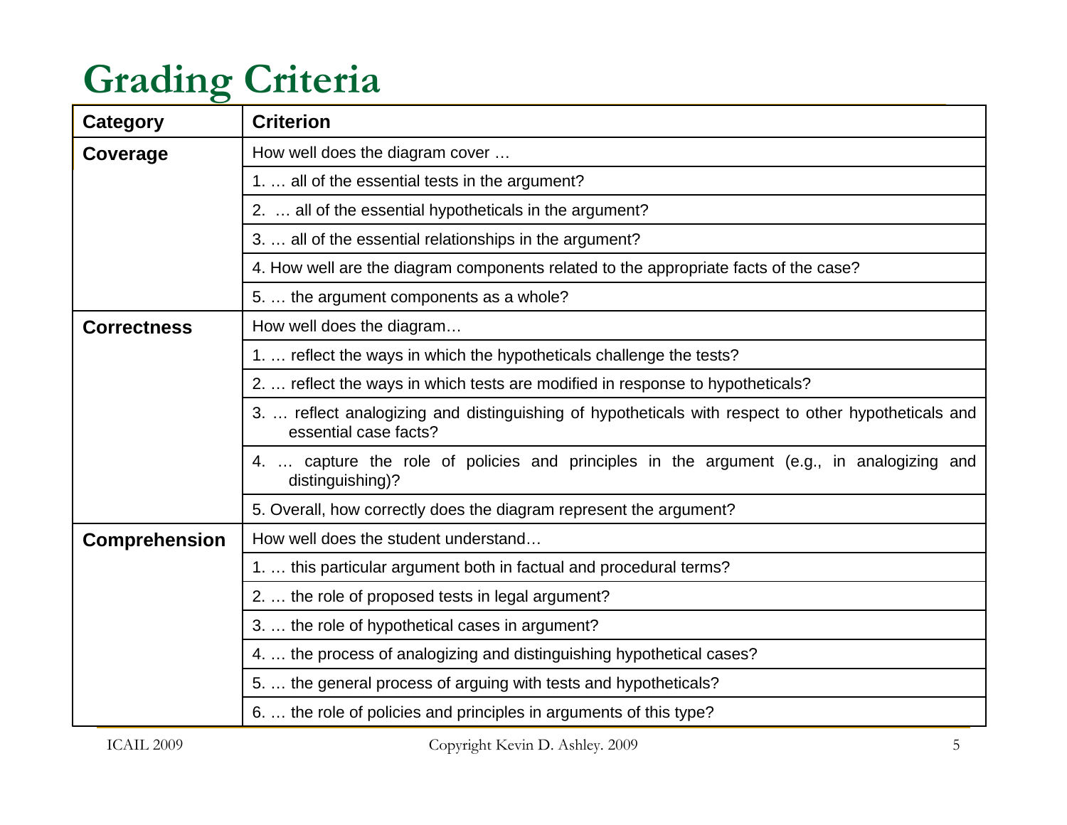# Grading Criteria

| Category | Criterion |
| --- | --- |
| **Coverage** | How well does the diagram cover … |
| | 1. … all of the essential tests in the argument? |
| | 2. … all of the essential hypotheticals in the argument? |
| | 3. … all of the essential relationships in the argument? |
| | 4. How well are the diagram components related to the appropriate facts of the case? |
| | 5. … the argument components as a whole? |
| **Correctness** | How well does the diagram… |
| | 1. … reflect the ways in which the hypotheticals challenge the tests? |
| | 2. … reflect the ways in which tests are modified in response to hypotheticals? |
| | 3. … reflect analogizing and distinguishing of hypotheticals with respect to other hypotheticals and essential case facts? |
| | 4. … capture the role of policies and principles in the argument (e.g., in analogizing and distinguishing)? |
| | 5. Overall, how correctly does the diagram represent the argument? |
| **Comprehension** | How well does the student understand… |
| | 1. … this particular argument both in factual and procedural terms? |
| | 2. … the role of proposed tests in legal argument? |
| | 3. … the role of hypothetical cases in argument? |
| | 4. … the process of analogizing and distinguishing hypothetical cases? |
| | 5. … the general process of arguing with tests and hypotheticals? |
| | 6. … the role of policies and principles in arguments of this type? |

ICAIL 2009 Copyright Kevin D. Ashley. 2009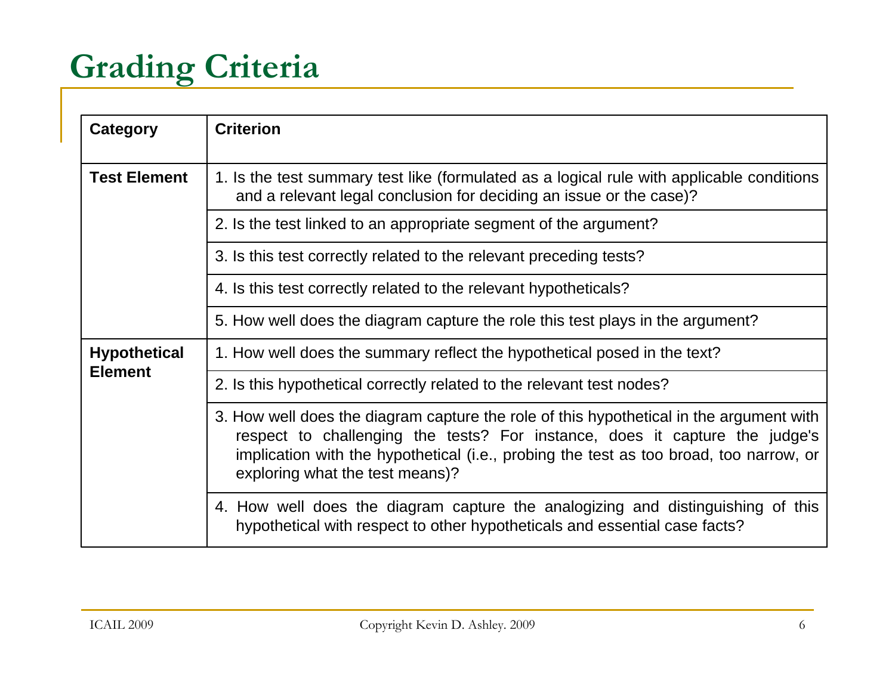# Grading Criteria

| Category | Criterion |
|---|---|
| **Test Element** | 1. Is the test summary test like (formulated as a logical rule with applicable conditions and a relevant legal conclusion for deciding an issue or the case)? |
| | 2. Is the test linked to an appropriate segment of the argument? |
| | 3. Is this test correctly related to the relevant preceding tests? |
| | 4. Is this test correctly related to the relevant hypotheticals? |
| | 5. How well does the diagram capture the role this test plays in the argument? |
| **Hypothetical Element** | 1. How well does the summary reflect the hypothetical posed in the text? |
| | 2. Is this hypothetical correctly related to the relevant test nodes? |
| | 3. How well does the diagram capture the role of this hypothetical in the argument with respect to challenging the tests? For instance, does it capture the judge's implication with the hypothetical (i.e., probing the test as too broad, too narrow, or exploring what the test means)? |
| | 4. How well does the diagram capture the analogizing and distinguishing of this hypothetical with respect to other hypotheticals and essential case facts? |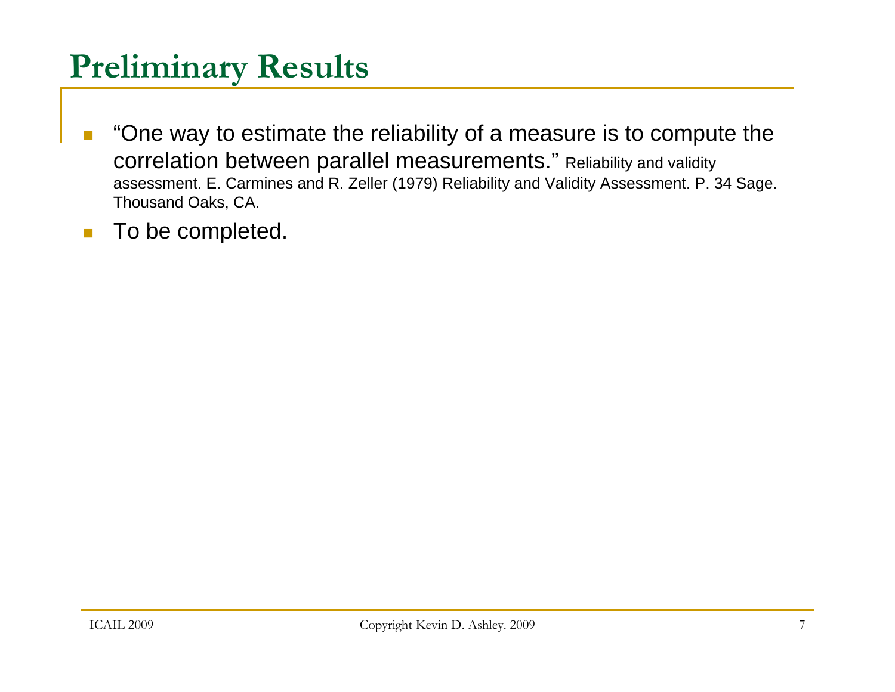# Preliminary Results

- "One way to estimate the reliability of a measure is to compute the correlation between parallel measurements." Reliability and validity assessment. E. Carmines and R. Zeller (1979) Reliability and Validity Assessment. P. 34 Sage. Thousand Oaks, CA.
- To be completed.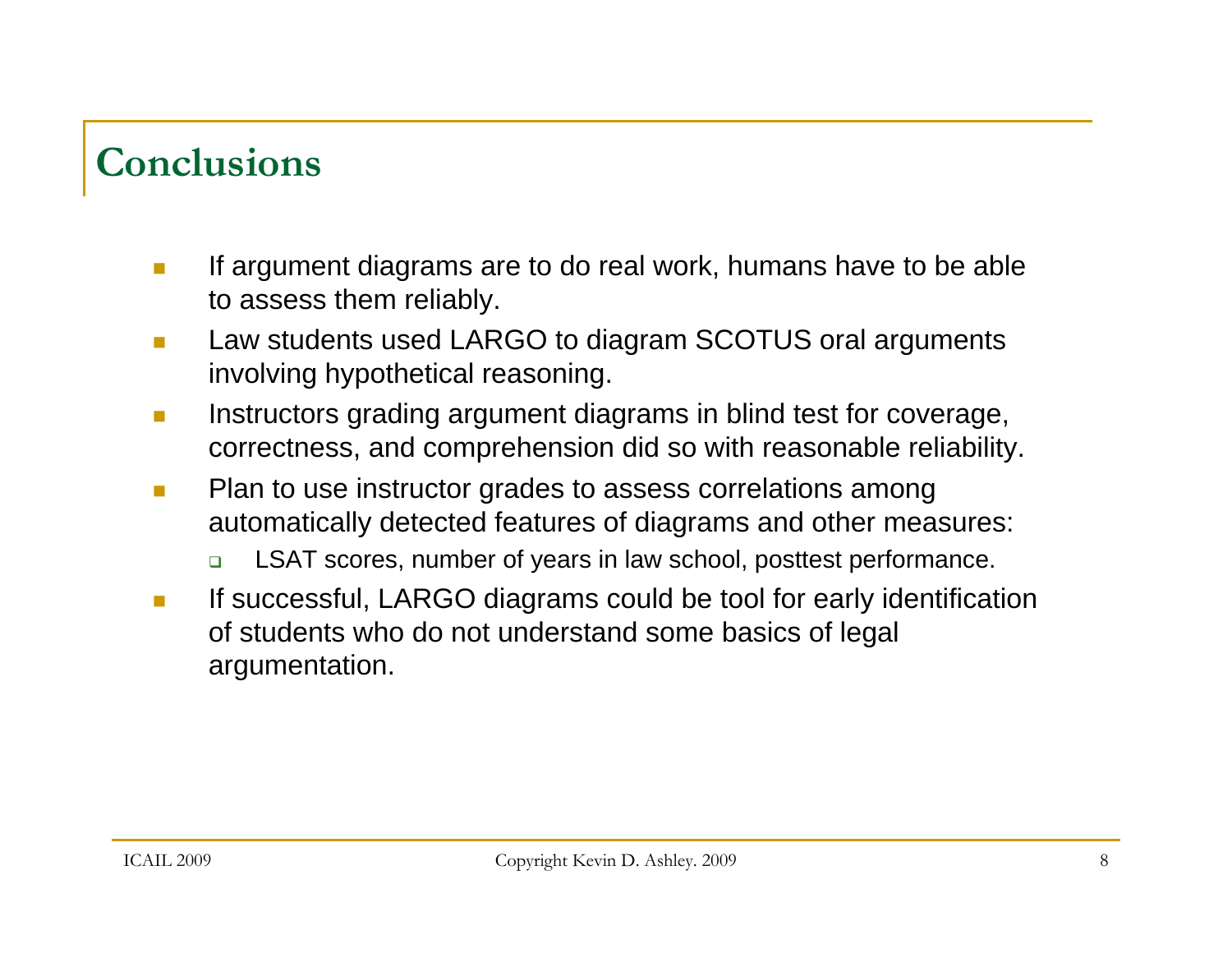# Conclusions

- If argument diagrams are to do real work, humans have to be able to assess them reliably.
- Law students used LARGO to diagram SCOTUS oral arguments involving hypothetical reasoning.
- Instructors grading argument diagrams in blind test for coverage, correctness, and comprehension did so with reasonable reliability.
- Plan to use instructor grades to assess correlations among automatically detected features of diagrams and other measures:
  - LSAT scores, number of years in law school, posttest performance.
- If successful, LARGO diagrams could be tool for early identification of students who do not understand some basics of legal argumentation.